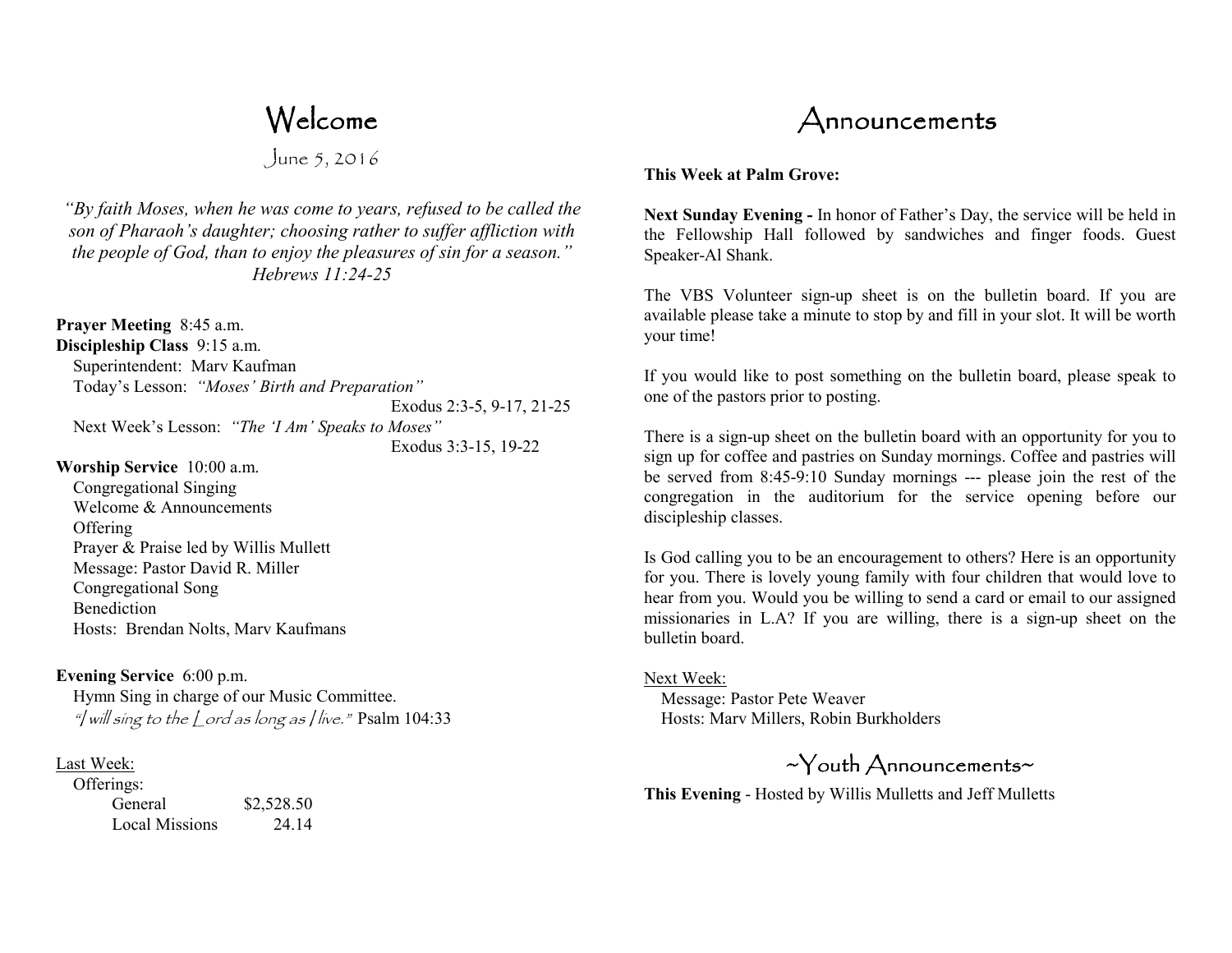# Welcome

June 5, 2016

*"By faith Moses, when he was come to years, refused to be called the son of Pharaoh's daughter; choosing rather to suffer affliction with the people of God, than to enjoy the pleasures of sin for a season."*
*Hebrews 11:24-25*

**Prayer Meeting** 8:45 a.m.

**Discipleship Class** 9:15 a.m.

Superintendent: Marv Kaufman

Today's Lesson: *"Moses' Birth and Preparation"* Exodus 2:3-5, 9-17, 21-25

Next Week's Lesson: *"The 'I Am' Speaks to Moses"* Exodus 3:3-15, 19-22

**Worship Service** 10:00 a.m.

Congregational Singing
Welcome & Announcements
Offering
Prayer & Praise led by Willis Mullett
Message: Pastor David R. Miller
Congregational Song
Benediction
Hosts: Brendan Nolts, Marv Kaufmans

**Evening Service** 6:00 p.m.

Hymn Sing in charge of our Music Committee.
"I will sing to the Lord as long as I live." Psalm 104:33

Last Week:

Offerings:

| | |
|---|---|
| General | $2,528.50 |
| Local Missions | 24.14 |

# Announcements

**This Week at Palm Grove:**

**Next Sunday Evening -** In honor of Father's Day, the service will be held in the Fellowship Hall followed by sandwiches and finger foods. Guest Speaker-Al Shank.

The VBS Volunteer sign-up sheet is on the bulletin board. If you are available please take a minute to stop by and fill in your slot. It will be worth your time!

If you would like to post something on the bulletin board, please speak to one of the pastors prior to posting.

There is a sign-up sheet on the bulletin board with an opportunity for you to sign up for coffee and pastries on Sunday mornings. Coffee and pastries will be served from 8:45-9:10 Sunday mornings --- please join the rest of the congregation in the auditorium for the service opening before our discipleship classes.

Is God calling you to be an encouragement to others? Here is an opportunity for you. There is lovely young family with four children that would love to hear from you. Would you be willing to send a card or email to our assigned missionaries in L.A? If you are willing, there is a sign-up sheet on the bulletin board.

Next Week:

Message: Pastor Pete Weaver
Hosts: Marv Millers, Robin Burkholders

## ~Youth Announcements~

**This Evening** - Hosted by Willis Mulletts and Jeff Mulletts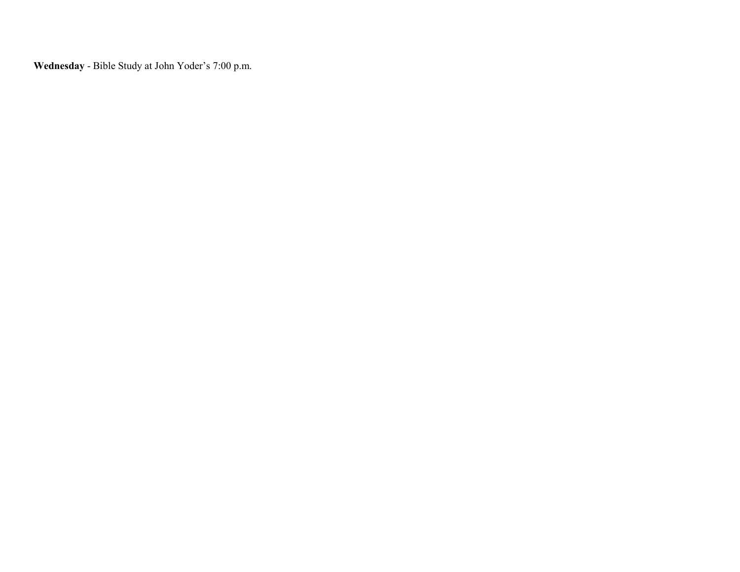**Wednesday** - Bible Study at John Yoder’s 7:00 p.m.